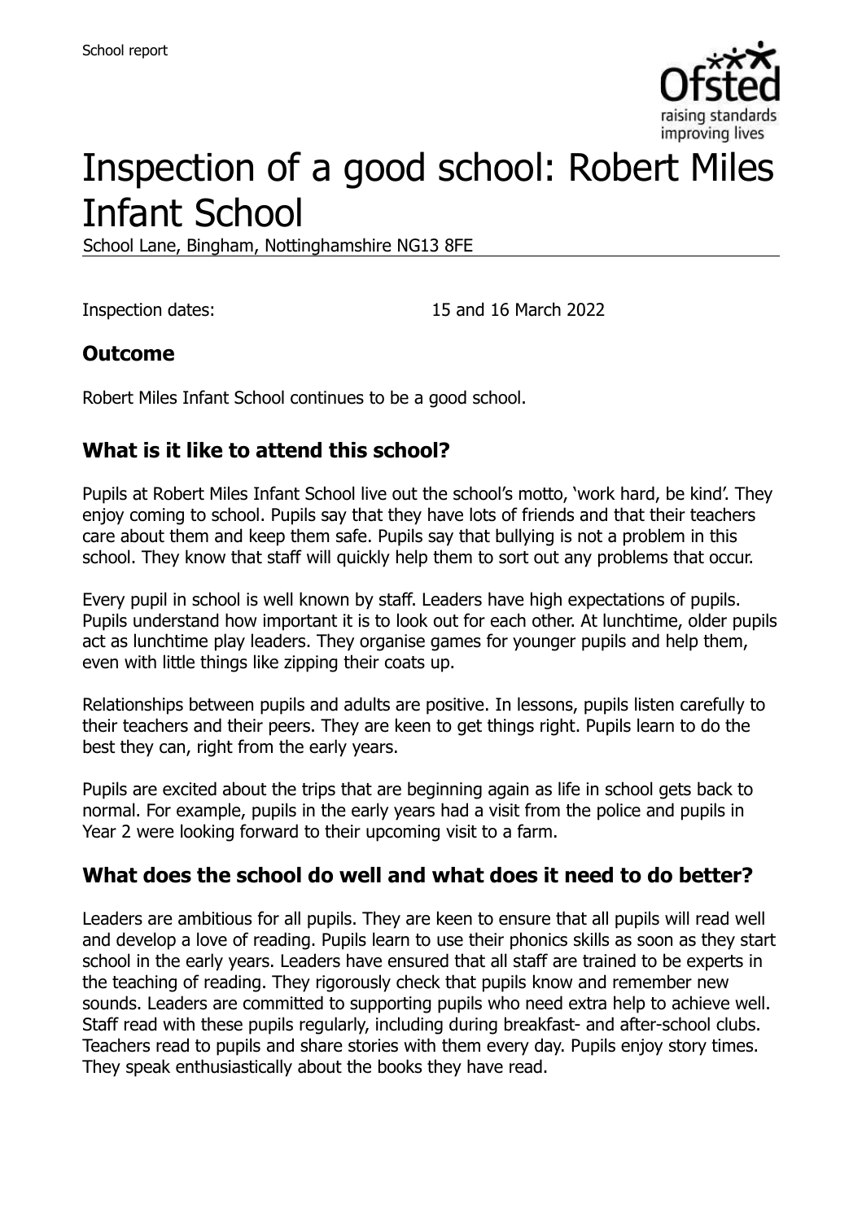School report

# Inspection of a good school: Robert Miles Infant School

School Lane, Bingham, Nottinghamshire NG13 8FE

Inspection dates: 15 and 16 March 2022

## Outcome

Robert Miles Infant School continues to be a good school.

## What is it like to attend this school?

Pupils at Robert Miles Infant School live out the school's motto, 'work hard, be kind'. They enjoy coming to school. Pupils say that they have lots of friends and that their teachers care about them and keep them safe. Pupils say that bullying is not a problem in this school. They know that staff will quickly help them to sort out any problems that occur.

Every pupil in school is well known by staff. Leaders have high expectations of pupils. Pupils understand how important it is to look out for each other. At lunchtime, older pupils act as lunchtime play leaders. They organise games for younger pupils and help them, even with little things like zipping their coats up.

Relationships between pupils and adults are positive. In lessons, pupils listen carefully to their teachers and their peers. They are keen to get things right. Pupils learn to do the best they can, right from the early years.

Pupils are excited about the trips that are beginning again as life in school gets back to normal. For example, pupils in the early years had a visit from the police and pupils in Year 2 were looking forward to their upcoming visit to a farm.

## What does the school do well and what does it need to do better?

Leaders are ambitious for all pupils. They are keen to ensure that all pupils will read well and develop a love of reading. Pupils learn to use their phonics skills as soon as they start school in the early years. Leaders have ensured that all staff are trained to be experts in the teaching of reading. They rigorously check that pupils know and remember new sounds. Leaders are committed to supporting pupils who need extra help to achieve well. Staff read with these pupils regularly, including during breakfast- and after-school clubs. Teachers read to pupils and share stories with them every day. Pupils enjoy story times. They speak enthusiastically about the books they have read.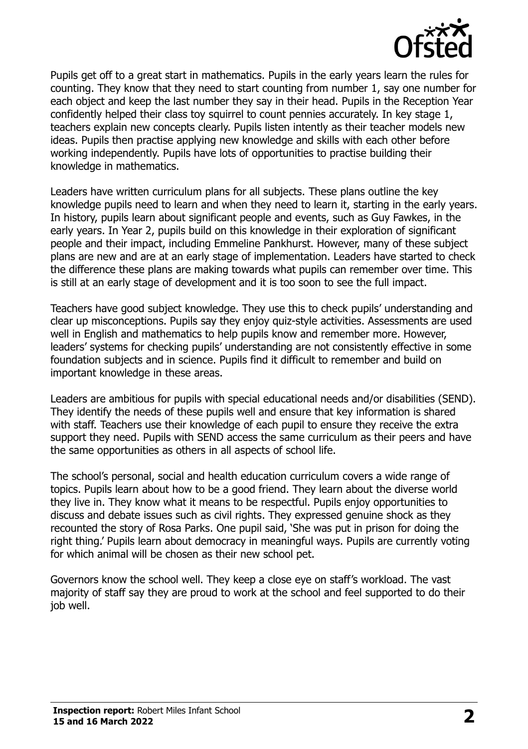Pupils get off to a great start in mathematics. Pupils in the early years learn the rules for counting. They know that they need to start counting from number 1, say one number for each object and keep the last number they say in their head. Pupils in the Reception Year confidently helped their class toy squirrel to count pennies accurately. In key stage 1, teachers explain new concepts clearly. Pupils listen intently as their teacher models new ideas. Pupils then practise applying new knowledge and skills with each other before working independently. Pupils have lots of opportunities to practise building their knowledge in mathematics.

Leaders have written curriculum plans for all subjects. These plans outline the key knowledge pupils need to learn and when they need to learn it, starting in the early years. In history, pupils learn about significant people and events, such as Guy Fawkes, in the early years. In Year 2, pupils build on this knowledge in their exploration of significant people and their impact, including Emmeline Pankhurst. However, many of these subject plans are new and are at an early stage of implementation. Leaders have started to check the difference these plans are making towards what pupils can remember over time. This is still at an early stage of development and it is too soon to see the full impact.

Teachers have good subject knowledge. They use this to check pupils' understanding and clear up misconceptions. Pupils say they enjoy quiz-style activities. Assessments are used well in English and mathematics to help pupils know and remember more. However, leaders' systems for checking pupils' understanding are not consistently effective in some foundation subjects and in science. Pupils find it difficult to remember and build on important knowledge in these areas.

Leaders are ambitious for pupils with special educational needs and/or disabilities (SEND). They identify the needs of these pupils well and ensure that key information is shared with staff. Teachers use their knowledge of each pupil to ensure they receive the extra support they need. Pupils with SEND access the same curriculum as their peers and have the same opportunities as others in all aspects of school life.

The school's personal, social and health education curriculum covers a wide range of topics. Pupils learn about how to be a good friend. They learn about the diverse world they live in. They know what it means to be respectful. Pupils enjoy opportunities to discuss and debate issues such as civil rights. They expressed genuine shock as they recounted the story of Rosa Parks. One pupil said, 'She was put in prison for doing the right thing.' Pupils learn about democracy in meaningful ways. Pupils are currently voting for which animal will be chosen as their new school pet.

Governors know the school well. They keep a close eye on staff's workload. The vast majority of staff say they are proud to work at the school and feel supported to do their job well.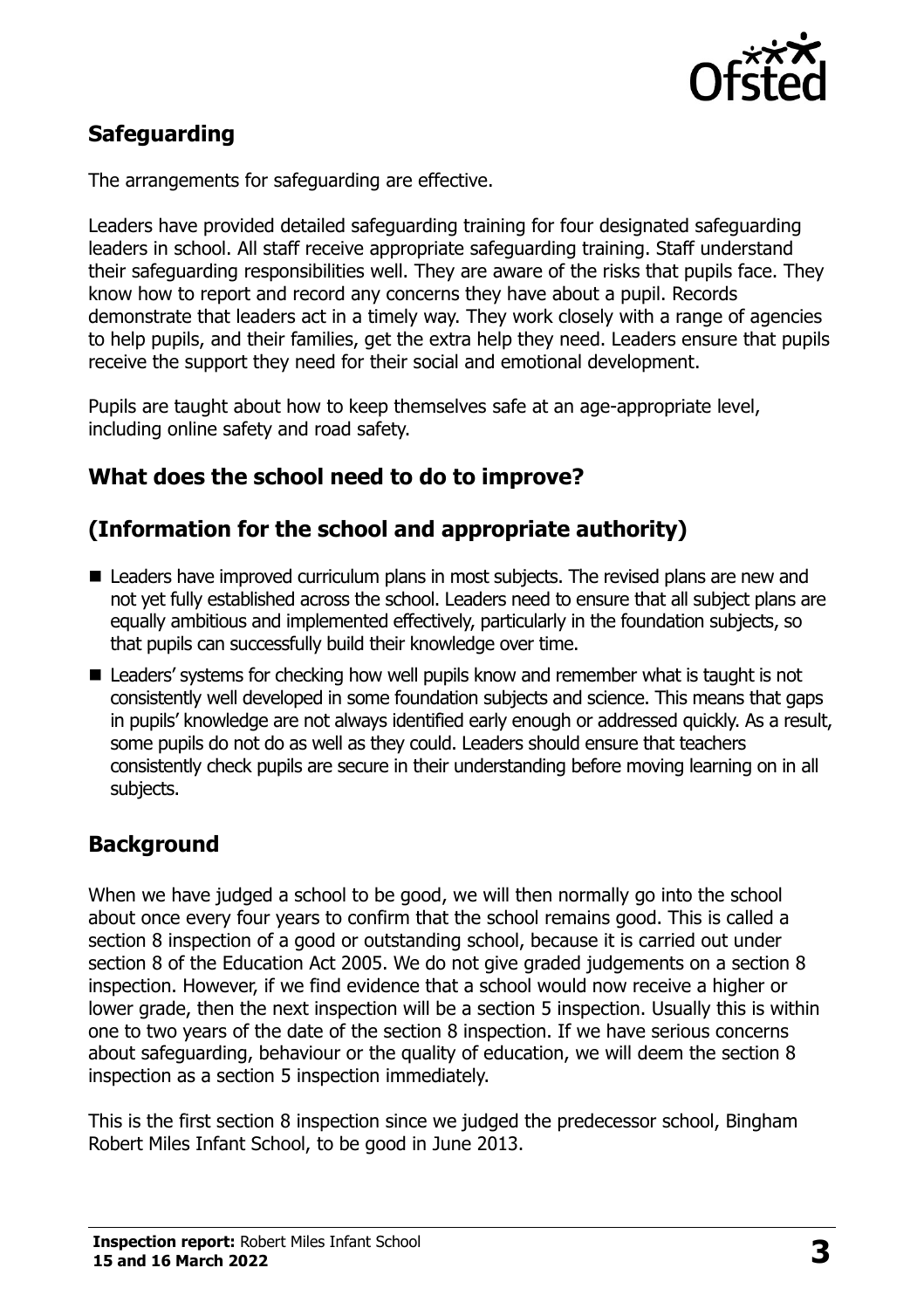## Safeguarding

The arrangements for safeguarding are effective.

Leaders have provided detailed safeguarding training for four designated safeguarding leaders in school. All staff receive appropriate safeguarding training. Staff understand their safeguarding responsibilities well. They are aware of the risks that pupils face. They know how to report and record any concerns they have about a pupil. Records demonstrate that leaders act in a timely way. They work closely with a range of agencies to help pupils, and their families, get the extra help they need. Leaders ensure that pupils receive the support they need for their social and emotional development.

Pupils are taught about how to keep themselves safe at an age-appropriate level, including online safety and road safety.

## What does the school need to do to improve?

## (Information for the school and appropriate authority)

- Leaders have improved curriculum plans in most subjects. The revised plans are new and not yet fully established across the school. Leaders need to ensure that all subject plans are equally ambitious and implemented effectively, particularly in the foundation subjects, so that pupils can successfully build their knowledge over time.
- Leaders' systems for checking how well pupils know and remember what is taught is not consistently well developed in some foundation subjects and science. This means that gaps in pupils' knowledge are not always identified early enough or addressed quickly. As a result, some pupils do not do as well as they could. Leaders should ensure that teachers consistently check pupils are secure in their understanding before moving learning on in all subjects.

## Background

When we have judged a school to be good, we will then normally go into the school about once every four years to confirm that the school remains good. This is called a section 8 inspection of a good or outstanding school, because it is carried out under section 8 of the Education Act 2005. We do not give graded judgements on a section 8 inspection. However, if we find evidence that a school would now receive a higher or lower grade, then the next inspection will be a section 5 inspection. Usually this is within one to two years of the date of the section 8 inspection. If we have serious concerns about safeguarding, behaviour or the quality of education, we will deem the section 8 inspection as a section 5 inspection immediately.

This is the first section 8 inspection since we judged the predecessor school, Bingham Robert Miles Infant School, to be good in June 2013.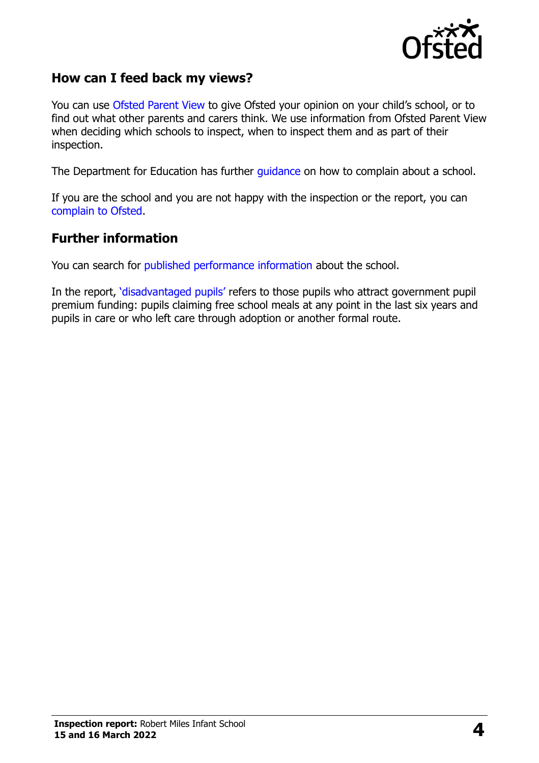## How can I feed back my views?

You can use Ofsted Parent View to give Ofsted your opinion on your child's school, or to find out what other parents and carers think. We use information from Ofsted Parent View when deciding which schools to inspect, when to inspect them and as part of their inspection.

The Department for Education has further guidance on how to complain about a school.

If you are the school and you are not happy with the inspection or the report, you can complain to Ofsted.

## Further information

You can search for published performance information about the school.

In the report, 'disadvantaged pupils' refers to those pupils who attract government pupil premium funding: pupils claiming free school meals at any point in the last six years and pupils in care or who left care through adoption or another formal route.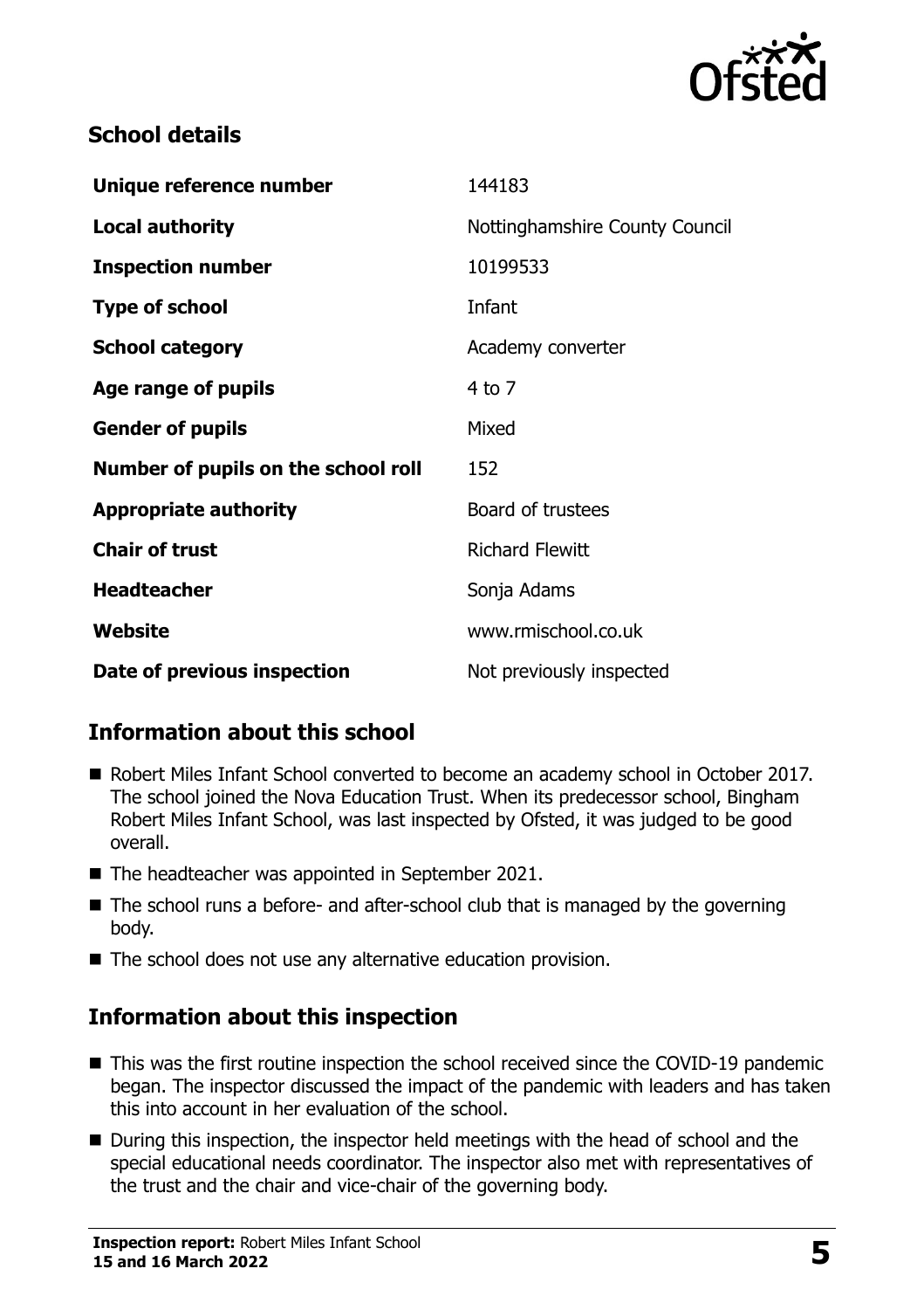## School details

| | |
|---|---|
| **Unique reference number** | 144183 |
| **Local authority** | Nottinghamshire County Council |
| **Inspection number** | 10199533 |
| **Type of school** | Infant |
| **School category** | Academy converter |
| **Age range of pupils** | 4 to 7 |
| **Gender of pupils** | Mixed |
| **Number of pupils on the school roll** | 152 |
| **Appropriate authority** | Board of trustees |
| **Chair of trust** | Richard Flewitt |
| **Headteacher** | Sonja Adams |
| **Website** | www.rmischool.co.uk |
| **Date of previous inspection** | Not previously inspected |

## Information about this school

- Robert Miles Infant School converted to become an academy school in October 2017. The school joined the Nova Education Trust. When its predecessor school, Bingham Robert Miles Infant School, was last inspected by Ofsted, it was judged to be good overall.
- The headteacher was appointed in September 2021.
- The school runs a before- and after-school club that is managed by the governing body.
- The school does not use any alternative education provision.

## Information about this inspection

- This was the first routine inspection the school received since the COVID-19 pandemic began. The inspector discussed the impact of the pandemic with leaders and has taken this into account in her evaluation of the school.
- During this inspection, the inspector held meetings with the head of school and the special educational needs coordinator. The inspector also met with representatives of the trust and the chair and vice-chair of the governing body.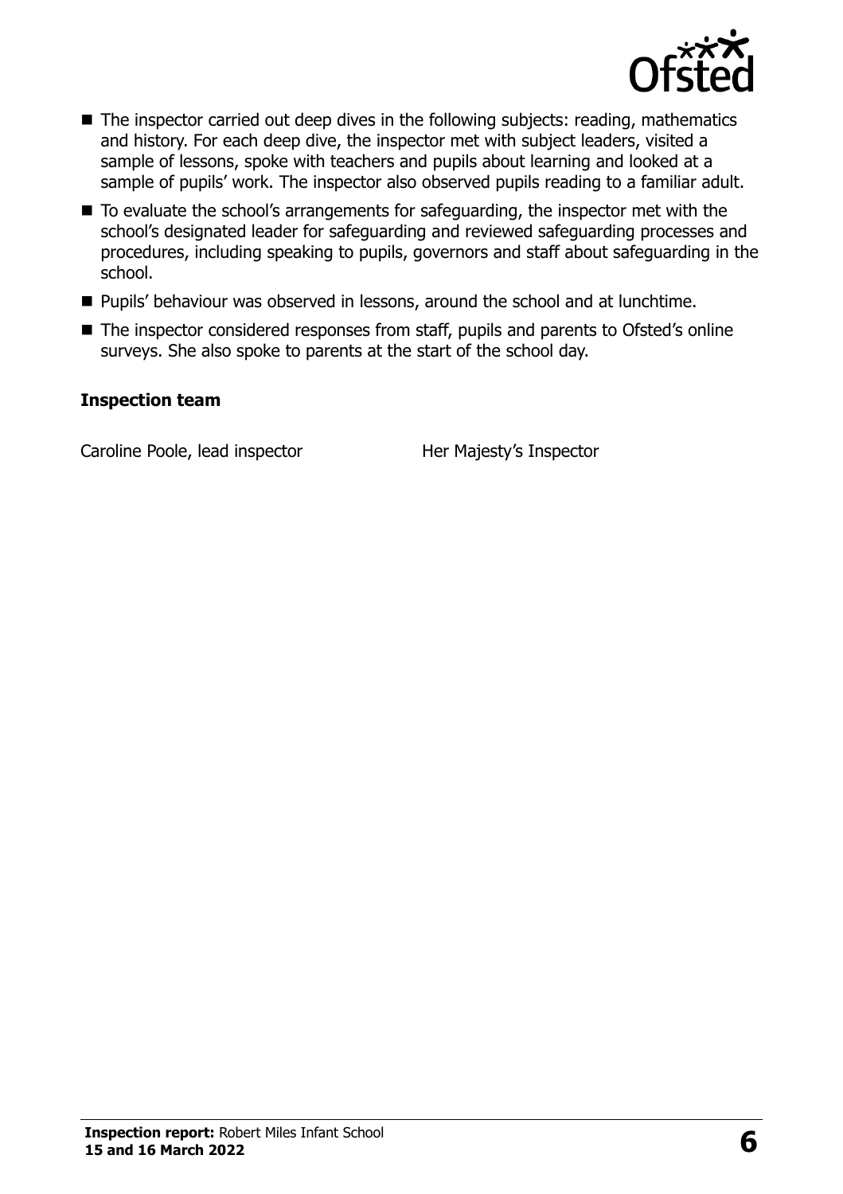- The inspector carried out deep dives in the following subjects: reading, mathematics and history. For each deep dive, the inspector met with subject leaders, visited a sample of lessons, spoke with teachers and pupils about learning and looked at a sample of pupils' work. The inspector also observed pupils reading to a familiar adult.
- To evaluate the school's arrangements for safeguarding, the inspector met with the school's designated leader for safeguarding and reviewed safeguarding processes and procedures, including speaking to pupils, governors and staff about safeguarding in the school.
- Pupils' behaviour was observed in lessons, around the school and at lunchtime.
- The inspector considered responses from staff, pupils and parents to Ofsted's online surveys. She also spoke to parents at the start of the school day.

### Inspection team

| | |
|---|---|
| Caroline Poole, lead inspector | Her Majesty's Inspector |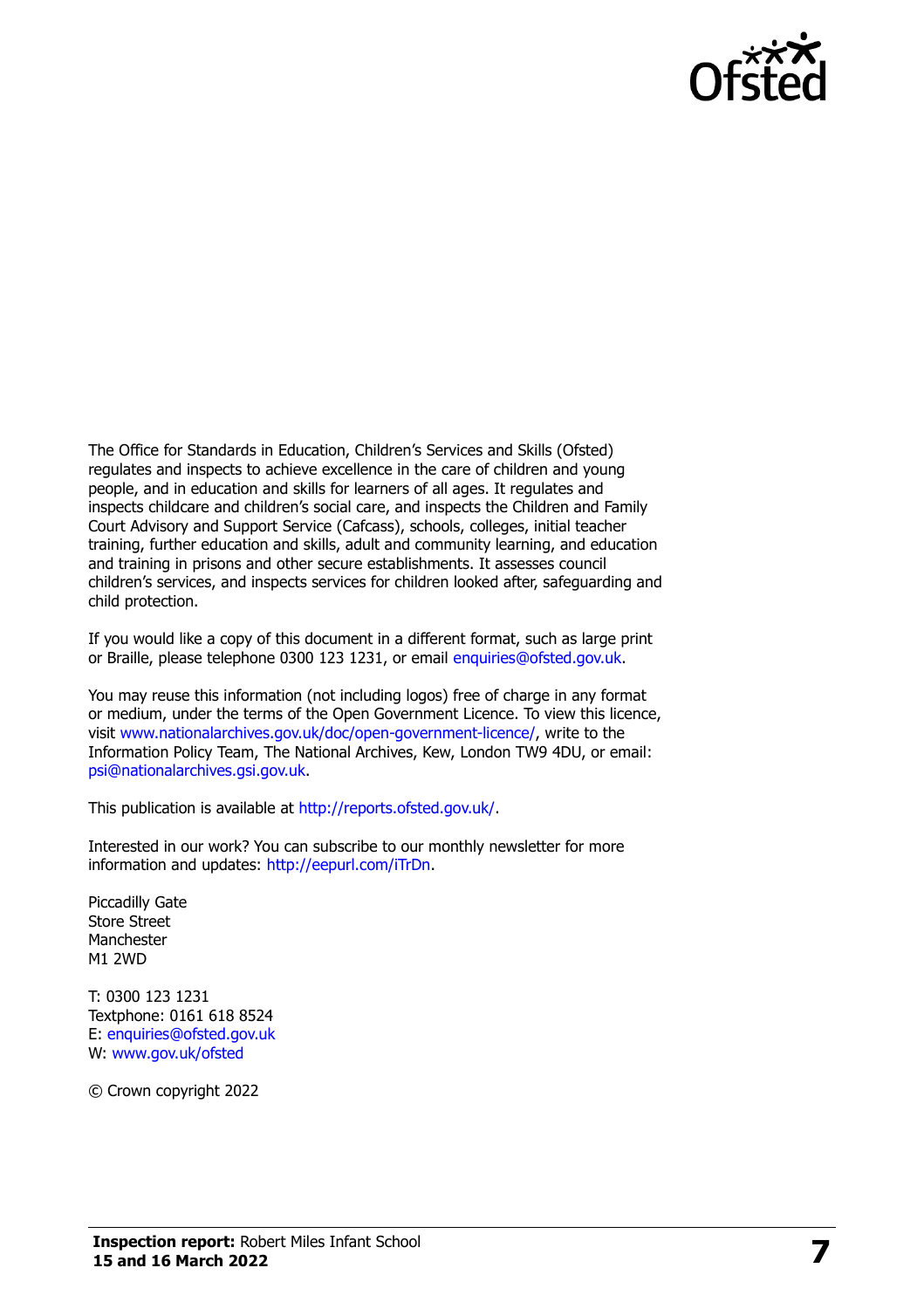The Office for Standards in Education, Children's Services and Skills (Ofsted) regulates and inspects to achieve excellence in the care of children and young people, and in education and skills for learners of all ages. It regulates and inspects childcare and children's social care, and inspects the Children and Family Court Advisory and Support Service (Cafcass), schools, colleges, initial teacher training, further education and skills, adult and community learning, and education and training in prisons and other secure establishments. It assesses council children's services, and inspects services for children looked after, safeguarding and child protection.

If you would like a copy of this document in a different format, such as large print or Braille, please telephone 0300 123 1231, or email enquiries@ofsted.gov.uk.

You may reuse this information (not including logos) free of charge in any format or medium, under the terms of the Open Government Licence. To view this licence, visit www.nationalarchives.gov.uk/doc/open-government-licence/, write to the Information Policy Team, The National Archives, Kew, London TW9 4DU, or email: psi@nationalarchives.gsi.gov.uk.

This publication is available at http://reports.ofsted.gov.uk/.

Interested in our work? You can subscribe to our monthly newsletter for more information and updates: http://eepurl.com/iTrDn.

Piccadilly Gate
Store Street
Manchester
M1 2WD

T: 0300 123 1231
Textphone: 0161 618 8524
E: enquiries@ofsted.gov.uk
W: www.gov.uk/ofsted

© Crown copyright 2022